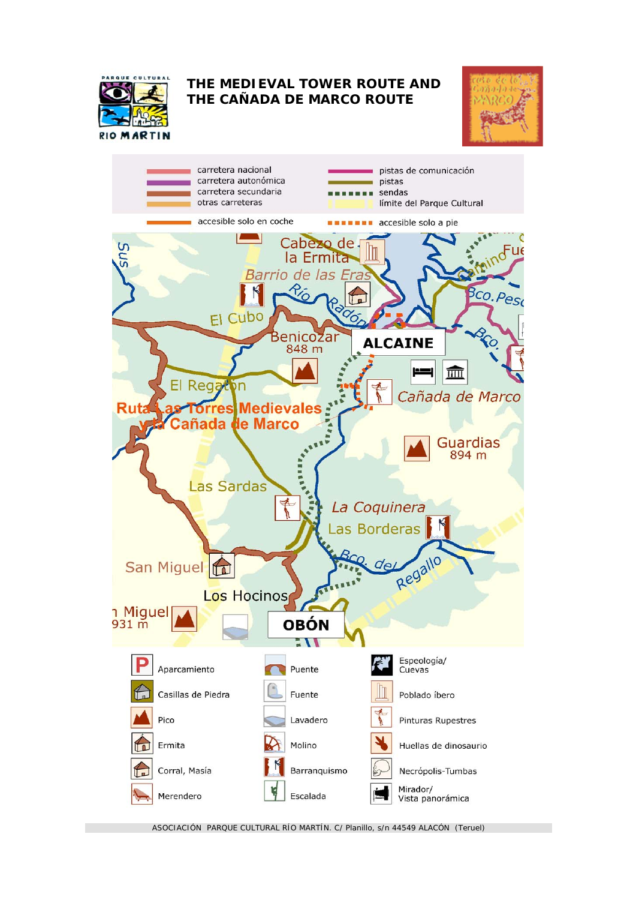# THE MEDIEVAL TOWER ROUTE AND THE CAÑADA DE MARCO ROUTE

PARQUE CULTURAL RIO MARTIN

Ruta de la Cañada de MARCO

| | |
|---|---|
| carretera nacional | pistas de comunicación |
| carretera autonómica | pistas |
| carretera secundaria | sendas |
| otras carreteras | límite del Parque Cultural |
| accesible solo en coche | accesible solo a pie |

Cabezo de la Ermita
Barrio de las Eras
Río Radón
El Cubo
Benicozar 848 m
ALCAINE
Camino Fue...
Bco. Pesc...
Bco.
El Regatón
Cañada de Marco
Ruta Las Torres Medievales y la Cañada de Marco
Guardias 894 m
Las Sardas
La Coquinera
Las Borderas
Bco. del Regallo
San Miguel
Los Hocinos
San Miguel 931 m
OBÓN

| | | |
|---|---|---|
| Aparcamiento | Puente | Espeología/ Cuevas |
| Casillas de Piedra | Fuente | Poblado íbero |
| Pico | Lavadero | Pinturas Rupestres |
| Ermita | Molino | Huellas de dinosaurio |
| Corral, Masía | Barranquismo | Necrópolis-Tumbas |
| Merendero | Escalada | Mirador/ Vista panorámica |

ASOCIACIÓN PARQUE CULTURAL RÍO MARTÍN. C/ Planillo, s/n 44549 ALACÓN (Teruel)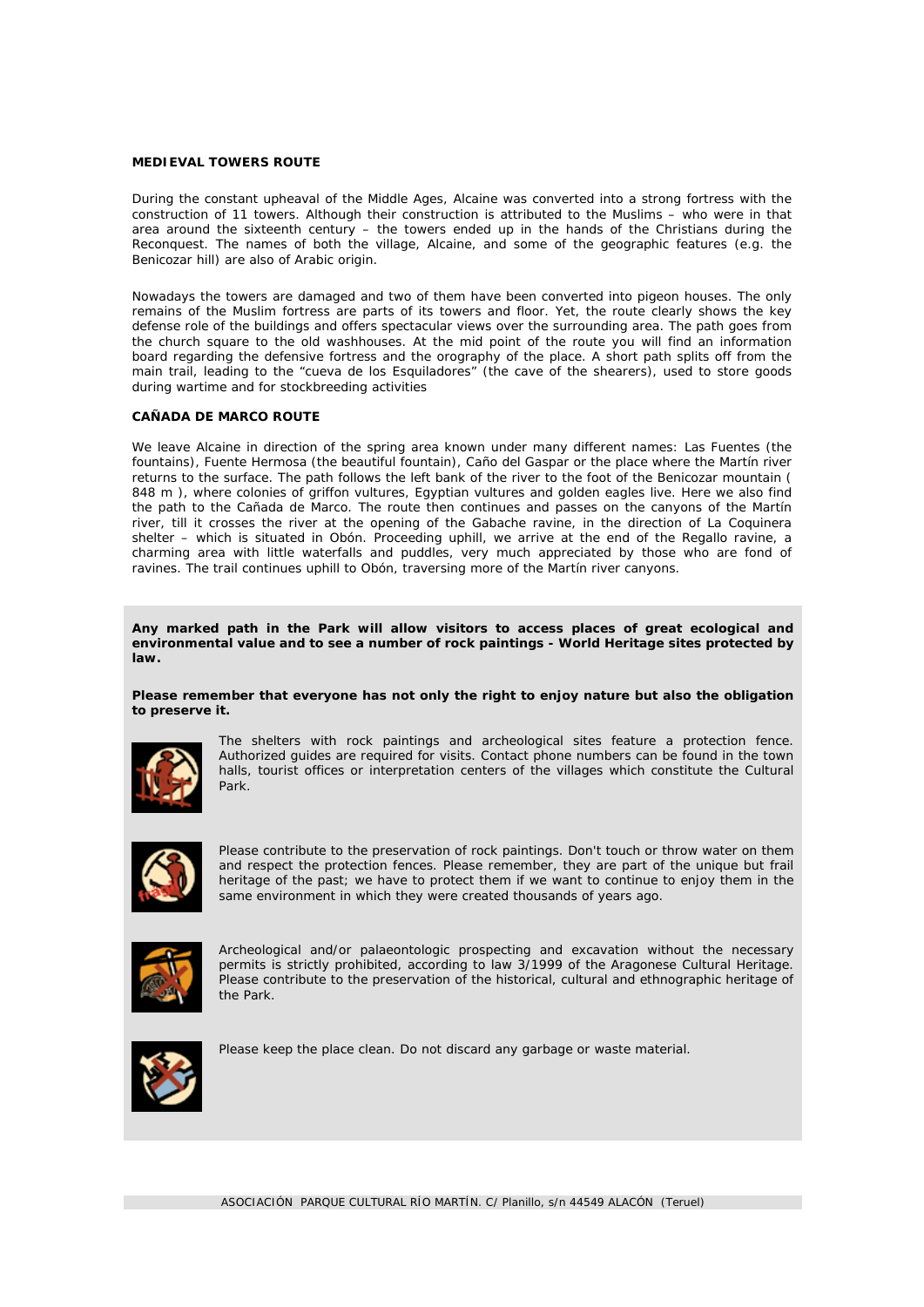**MEDIEVAL TOWERS ROUTE**

During the constant upheaval of the Middle Ages, Alcaine was converted into a strong fortress with the construction of 11 towers. Although their construction is attributed to the Muslims – who were in that area around the sixteenth century – the towers ended up in the hands of the Christians during the Reconquest. The names of both the village, Alcaine, and some of the geographic features (e.g. the Benicozar hill) are also of Arabic origin.

Nowadays the towers are damaged and two of them have been converted into pigeon houses. The only remains of the Muslim fortress are parts of its towers and floor. Yet, the route clearly shows the key defense role of the buildings and offers spectacular views over the surrounding area. The path goes from the church square to the old washhouses. At the mid point of the route you will find an information board regarding the defensive fortress and the orography of the place. A short path splits off from the main trail, leading to the "cueva de los Esquiladores" (the cave of the shearers), used to store goods during wartime and for stockbreeding activities

**CAÑADA DE MARCO ROUTE**

We leave Alcaine in direction of the spring area known under many different names: Las Fuentes (the fountains), Fuente Hermosa (the beautiful fountain), Caño del Gaspar or the place where the Martín river returns to the surface. The path follows the left bank of the river to the foot of the Benicozar mountain ( 848 m ), where colonies of griffon vultures, Egyptian vultures and golden eagles live. Here we also find the path to the Cañada de Marco. The route then continues and passes on the canyons of the Martín river, till it crosses the river at the opening of the Gabache ravine, in the direction of La Coquinera shelter – which is situated in Obón. Proceeding uphill, we arrive at the end of the Regallo ravine, a charming area with little waterfalls and puddles, very much appreciated by those who are fond of ravines. The trail continues uphill to Obón, traversing more of the Martín river canyons.

**Any marked path in the Park will allow visitors to access places of great ecological and environmental value and to see a number of rock paintings - World Heritage sites protected by law.**

**Please remember that everyone has not only the right to enjoy nature but also the obligation to preserve it.**

The shelters with rock paintings and archeological sites feature a protection fence. Authorized guides are required for visits. Contact phone numbers can be found in the town halls, tourist offices or interpretation centers of the villages which constitute the Cultural Park.

Please contribute to the preservation of rock paintings. Don't touch or throw water on them and respect the protection fences. Please remember, they are part of the unique but frail heritage of the past; we have to protect them if we want to continue to enjoy them in the same environment in which they were created thousands of years ago.

Archeological and/or palaeontologic prospecting and excavation without the necessary permits is strictly prohibited, according to law 3/1999 of the Aragonese Cultural Heritage. Please contribute to the preservation of the historical, cultural and ethnographic heritage of the Park.

Please keep the place clean. Do not discard any garbage or waste material.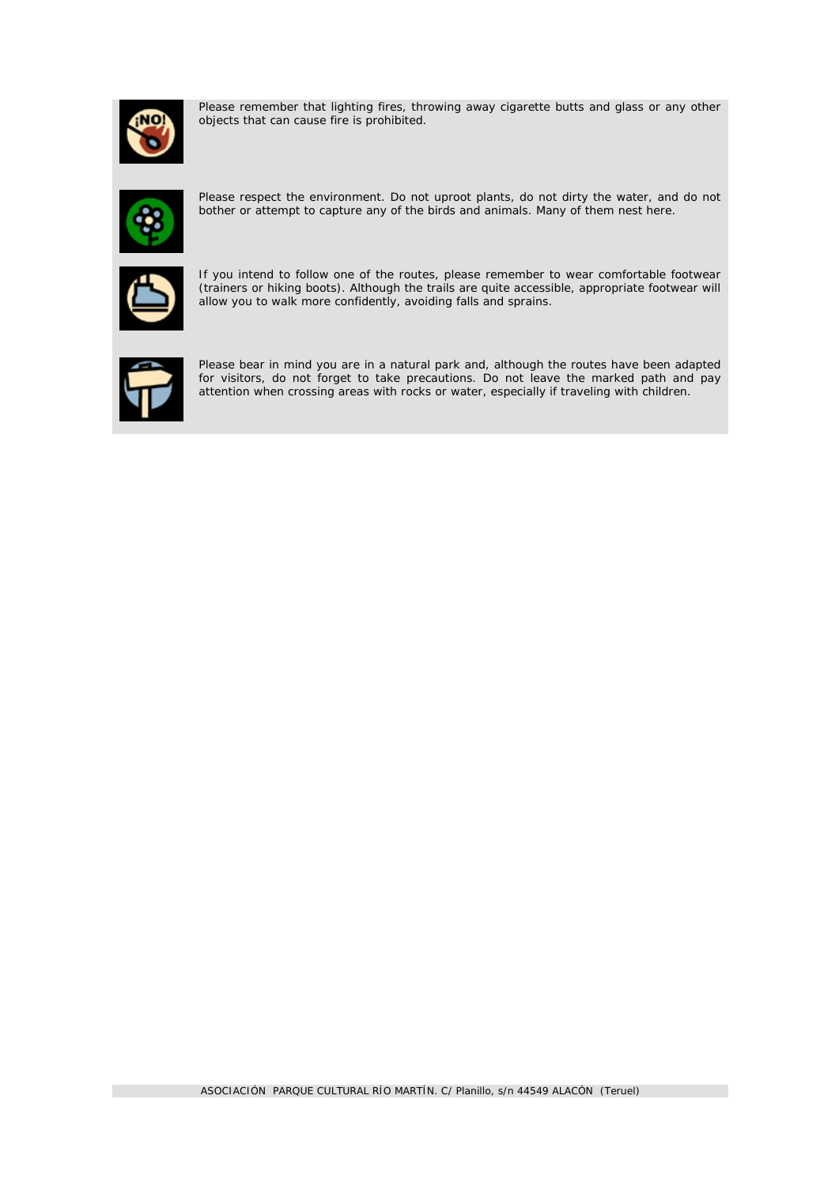Please remember that lighting fires, throwing away cigarette butts and glass or any other objects that can cause fire is prohibited.

Please respect the environment. Do not uproot plants, do not dirty the water, and do not bother or attempt to capture any of the birds and animals. Many of them nest here.

If you intend to follow one of the routes, please remember to wear comfortable footwear (trainers or hiking boots). Although the trails are quite accessible, appropriate footwear will allow you to walk more confidently, avoiding falls and sprains.

Please bear in mind you are in a natural park and, although the routes have been adapted for visitors, do not forget to take precautions. Do not leave the marked path and pay attention when crossing areas with rocks or water, especially if traveling with children.

ASOCIACIÓN PARQUE CULTURAL RÍO MARTÍN. C/ Planillo, s/n 44549 ALACÓN (Teruel)